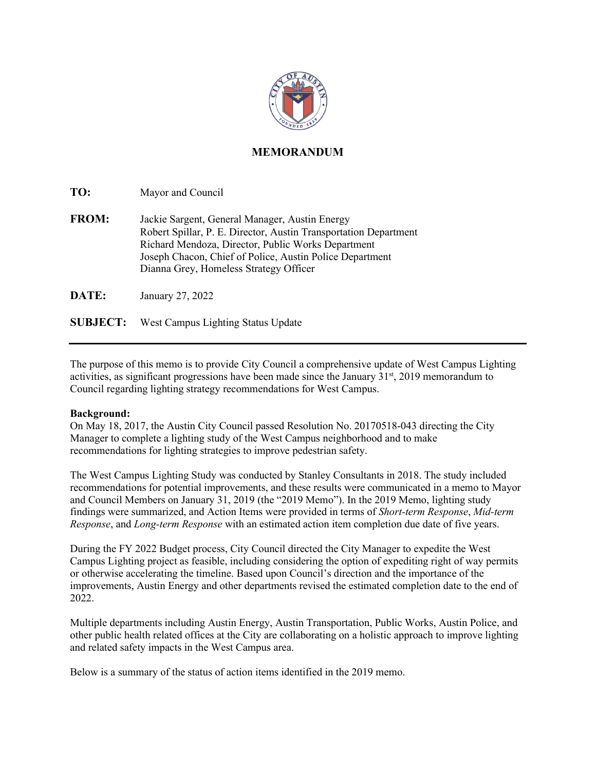# MEMORANDUM

**TO:** Mayor and Council

**FROM:** Jackie Sargent, General Manager, Austin Energy
Robert Spillar, P. E. Director, Austin Transportation Department
Richard Mendoza, Director, Public Works Department
Joseph Chacon, Chief of Police, Austin Police Department
Dianna Grey, Homeless Strategy Officer

**DATE:** January 27, 2022

**SUBJECT:** West Campus Lighting Status Update

---

The purpose of this memo is to provide City Council a comprehensive update of West Campus Lighting activities, as significant progressions have been made since the January 31st, 2019 memorandum to Council regarding lighting strategy recommendations for West Campus.

**Background:**
On May 18, 2017, the Austin City Council passed Resolution No. 20170518-043 directing the City Manager to complete a lighting study of the West Campus neighborhood and to make recommendations for lighting strategies to improve pedestrian safety.

The West Campus Lighting Study was conducted by Stanley Consultants in 2018. The study included recommendations for potential improvements, and these results were communicated in a memo to Mayor and Council Members on January 31, 2019 (the "2019 Memo"). In the 2019 Memo, lighting study findings were summarized, and Action Items were provided in terms of *Short-term Response*, *Mid-term Response*, and *Long-term Response* with an estimated action item completion due date of five years.

During the FY 2022 Budget process, City Council directed the City Manager to expedite the West Campus Lighting project as feasible, including considering the option of expediting right of way permits or otherwise accelerating the timeline. Based upon Council's direction and the importance of the improvements, Austin Energy and other departments revised the estimated completion date to the end of 2022.

Multiple departments including Austin Energy, Austin Transportation, Public Works, Austin Police, and other public health related offices at the City are collaborating on a holistic approach to improve lighting and related safety impacts in the West Campus area.

Below is a summary of the status of action items identified in the 2019 memo.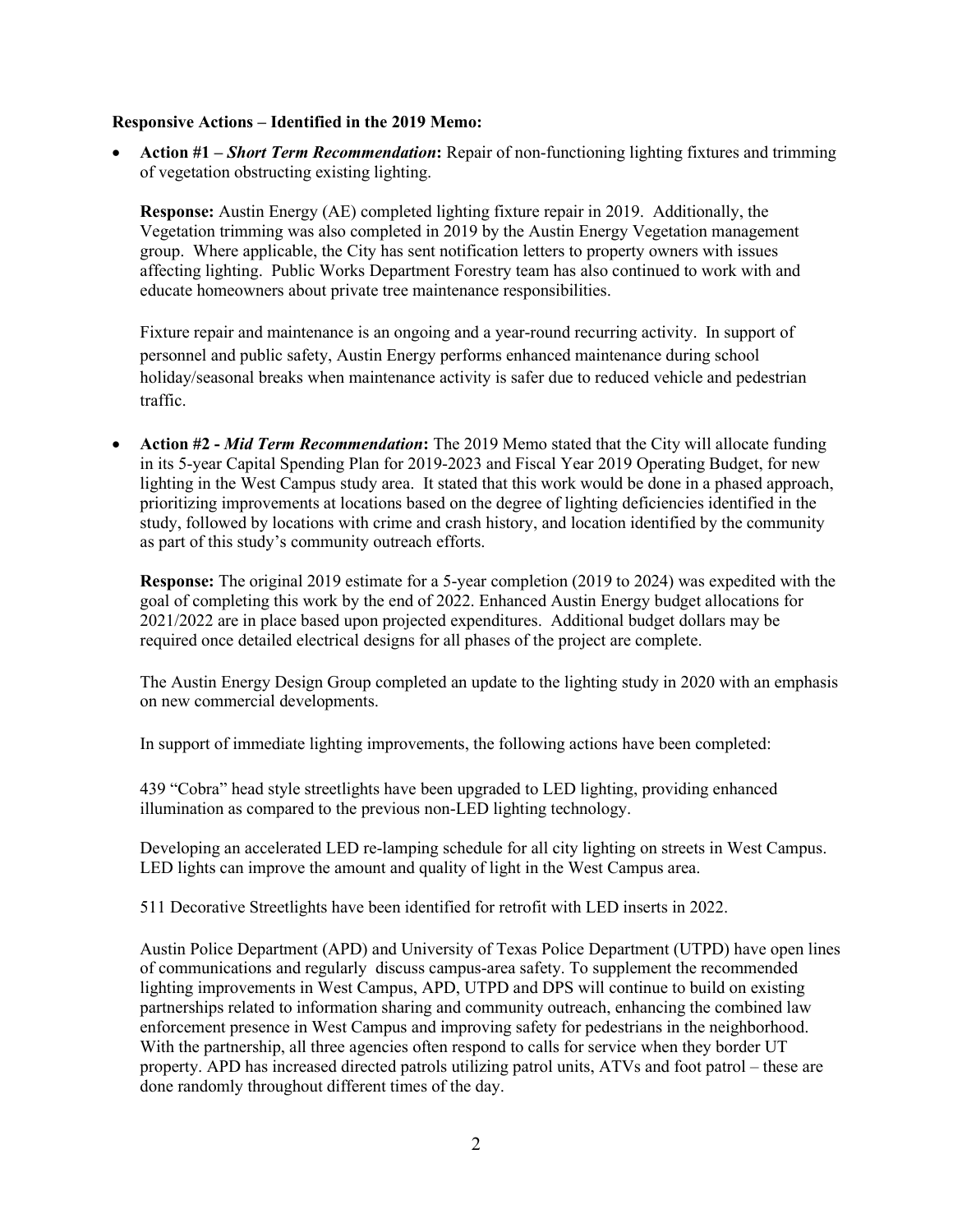**Responsive Actions – Identified in the 2019 Memo:**

- **Action #1 –** ***Short Term Recommendation*****:** Repair of non-functioning lighting fixtures and trimming of vegetation obstructing existing lighting.

  **Response:** Austin Energy (AE) completed lighting fixture repair in 2019. Additionally, the Vegetation trimming was also completed in 2019 by the Austin Energy Vegetation management group. Where applicable, the City has sent notification letters to property owners with issues affecting lighting. Public Works Department Forestry team has also continued to work with and educate homeowners about private tree maintenance responsibilities.

  Fixture repair and maintenance is an ongoing and a year-round recurring activity. In support of personnel and public safety, Austin Energy performs enhanced maintenance during school holiday/seasonal breaks when maintenance activity is safer due to reduced vehicle and pedestrian traffic.

- **Action #2 -** ***Mid Term Recommendation*****:** The 2019 Memo stated that the City will allocate funding in its 5-year Capital Spending Plan for 2019-2023 and Fiscal Year 2019 Operating Budget, for new lighting in the West Campus study area. It stated that this work would be done in a phased approach, prioritizing improvements at locations based on the degree of lighting deficiencies identified in the study, followed by locations with crime and crash history, and location identified by the community as part of this study's community outreach efforts.

  **Response:** The original 2019 estimate for a 5-year completion (2019 to 2024) was expedited with the goal of completing this work by the end of 2022. Enhanced Austin Energy budget allocations for 2021/2022 are in place based upon projected expenditures. Additional budget dollars may be required once detailed electrical designs for all phases of the project are complete.

  The Austin Energy Design Group completed an update to the lighting study in 2020 with an emphasis on new commercial developments.

  In support of immediate lighting improvements, the following actions have been completed:

  439 "Cobra" head style streetlights have been upgraded to LED lighting, providing enhanced illumination as compared to the previous non-LED lighting technology.

  Developing an accelerated LED re-lamping schedule for all city lighting on streets in West Campus. LED lights can improve the amount and quality of light in the West Campus area.

  511 Decorative Streetlights have been identified for retrofit with LED inserts in 2022.

  Austin Police Department (APD) and University of Texas Police Department (UTPD) have open lines of communications and regularly discuss campus-area safety. To supplement the recommended lighting improvements in West Campus, APD, UTPD and DPS will continue to build on existing partnerships related to information sharing and community outreach, enhancing the combined law enforcement presence in West Campus and improving safety for pedestrians in the neighborhood. With the partnership, all three agencies often respond to calls for service when they border UT property. APD has increased directed patrols utilizing patrol units, ATVs and foot patrol – these are done randomly throughout different times of the day.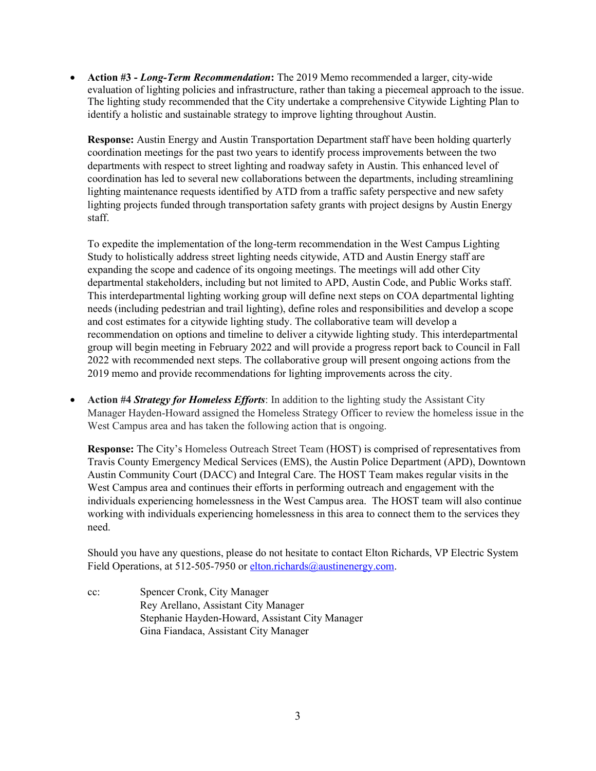- **Action #3 - *Long-Term Recommendation*:** The 2019 Memo recommended a larger, city-wide evaluation of lighting policies and infrastructure, rather than taking a piecemeal approach to the issue. The lighting study recommended that the City undertake a comprehensive Citywide Lighting Plan to identify a holistic and sustainable strategy to improve lighting throughout Austin.

  **Response:** Austin Energy and Austin Transportation Department staff have been holding quarterly coordination meetings for the past two years to identify process improvements between the two departments with respect to street lighting and roadway safety in Austin. This enhanced level of coordination has led to several new collaborations between the departments, including streamlining lighting maintenance requests identified by ATD from a traffic safety perspective and new safety lighting projects funded through transportation safety grants with project designs by Austin Energy staff.

  To expedite the implementation of the long-term recommendation in the West Campus Lighting Study to holistically address street lighting needs citywide, ATD and Austin Energy staff are expanding the scope and cadence of its ongoing meetings. The meetings will add other City departmental stakeholders, including but not limited to APD, Austin Code, and Public Works staff. This interdepartmental lighting working group will define next steps on COA departmental lighting needs (including pedestrian and trail lighting), define roles and responsibilities and develop a scope and cost estimates for a citywide lighting study. The collaborative team will develop a recommendation on options and timeline to deliver a citywide lighting study. This interdepartmental group will begin meeting in February 2022 and will provide a progress report back to Council in Fall 2022 with recommended next steps. The collaborative group will present ongoing actions from the 2019 memo and provide recommendations for lighting improvements across the city.

- **Action #4 *Strategy for Homeless Efforts***: In addition to the lighting study the Assistant City Manager Hayden-Howard assigned the Homeless Strategy Officer to review the homeless issue in the West Campus area and has taken the following action that is ongoing.

  **Response:** The City's Homeless Outreach Street Team (HOST) is comprised of representatives from Travis County Emergency Medical Services (EMS), the Austin Police Department (APD), Downtown Austin Community Court (DACC) and Integral Care. The HOST Team makes regular visits in the West Campus area and continues their efforts in performing outreach and engagement with the individuals experiencing homelessness in the West Campus area. The HOST team will also continue working with individuals experiencing homelessness in this area to connect them to the services they need.

Should you have any questions, please do not hesitate to contact Elton Richards, VP Electric System Field Operations, at 512-505-7950 or elton.richards@austinenergy.com.

cc: Spencer Cronk, City Manager
Rey Arellano, Assistant City Manager
Stephanie Hayden-Howard, Assistant City Manager
Gina Fiandaca, Assistant City Manager